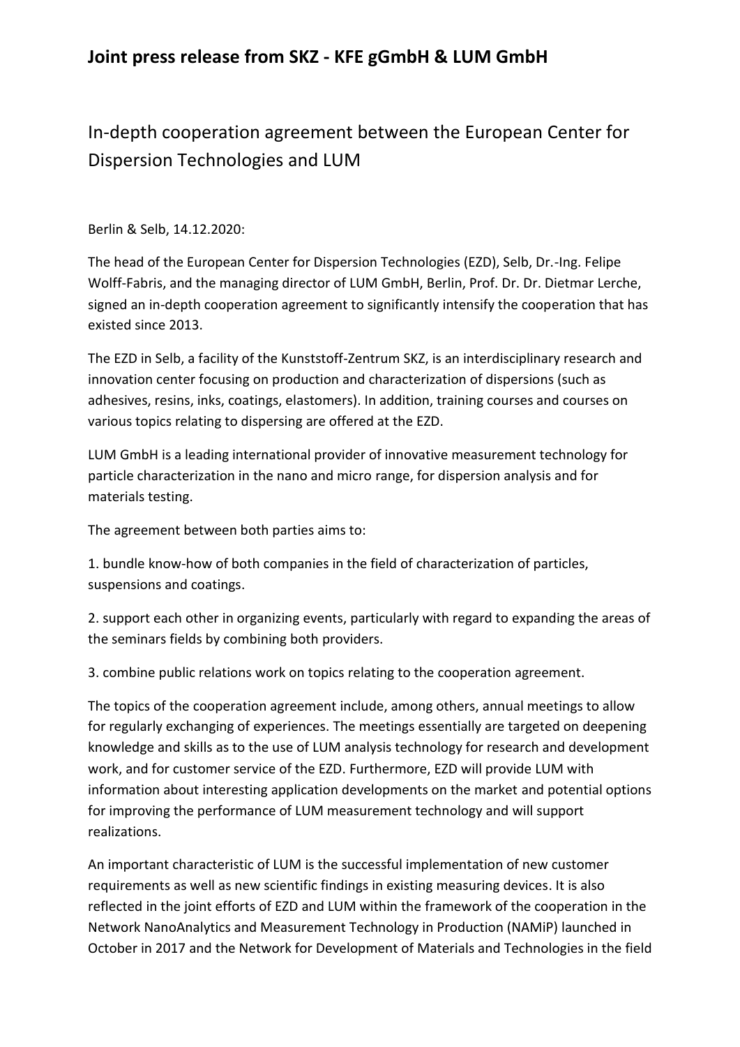# Joint press release from SKZ - KFE gGmbH & LUM GmbH

## In-depth cooperation agreement between the European Center for Dispersion Technologies and LUM

Berlin & Selb, 14.12.2020:

The head of the European Center for Dispersion Technologies (EZD), Selb, Dr.-Ing. Felipe Wolff-Fabris, and the managing director of LUM GmbH, Berlin, Prof. Dr. Dr. Dietmar Lerche, signed an in-depth cooperation agreement to significantly intensify the cooperation that has existed since 2013.

The EZD in Selb, a facility of the Kunststoff-Zentrum SKZ, is an interdisciplinary research and innovation center focusing on production and characterization of dispersions (such as adhesives, resins, inks, coatings, elastomers). In addition, training courses and courses on various topics relating to dispersing are offered at the EZD.

LUM GmbH is a leading international provider of innovative measurement technology for particle characterization in the nano and micro range, for dispersion analysis and for materials testing.

The agreement between both parties aims to:

1. bundle know-how of both companies in the field of characterization of particles, suspensions and coatings.

2. support each other in organizing events, particularly with regard to expanding the areas of the seminars fields by combining both providers.

3. combine public relations work on topics relating to the cooperation agreement.

The topics of the cooperation agreement include, among others, annual meetings to allow for regularly exchanging of experiences. The meetings essentially are targeted on deepening knowledge and skills as to the use of LUM analysis technology for research and development work, and for customer service of the EZD. Furthermore, EZD will provide LUM with information about interesting application developments on the market and potential options for improving the performance of LUM measurement technology and will support realizations.

An important characteristic of LUM is the successful implementation of new customer requirements as well as new scientific findings in existing measuring devices. It is also reflected in the joint efforts of EZD and LUM within the framework of the cooperation in the Network NanoAnalytics and Measurement Technology in Production (NAMiP) launched in October in 2017 and the Network for Development of Materials and Technologies in the field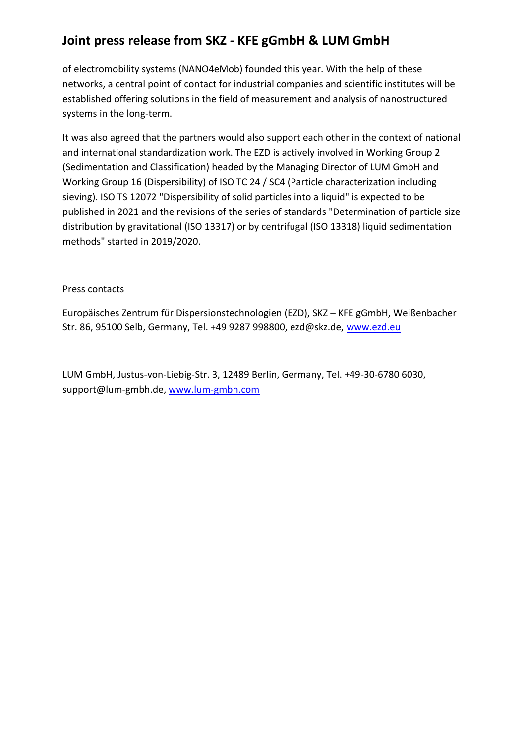of electromobility systems (NANO4eMob) founded this year. With the help of these networks, a central point of contact for industrial companies and scientific institutes will be established offering solutions in the field of measurement and analysis of nanostructured systems in the long-term.

It was also agreed that the partners would also support each other in the context of national and international standardization work. The EZD is actively involved in Working Group 2 (Sedimentation and Classification) headed by the Managing Director of LUM GmbH and Working Group 16 (Dispersibility) of ISO TC 24 / SC4 (Particle characterization including sieving). ISO TS 12072 "Dispersibility of solid particles into a liquid" is expected to be published in 2021 and the revisions of the series of standards "Determination of particle size distribution by gravitational (ISO 13317) or by centrifugal (ISO 13318) liquid sedimentation methods" started in 2019/2020.

Press contacts

Europäisches Zentrum für Dispersionstechnologien (EZD), SKZ – KFE gGmbH, Weißenbacher Str. 86, 95100 Selb, Germany, Tel. +49 9287 998800, ezd@skz.de, www.ezd.eu

LUM GmbH, Justus-von-Liebig-Str. 3, 12489 Berlin, Germany, Tel. +49-30-6780 6030, support@lum-gmbh.de, www.lum-gmbh.com